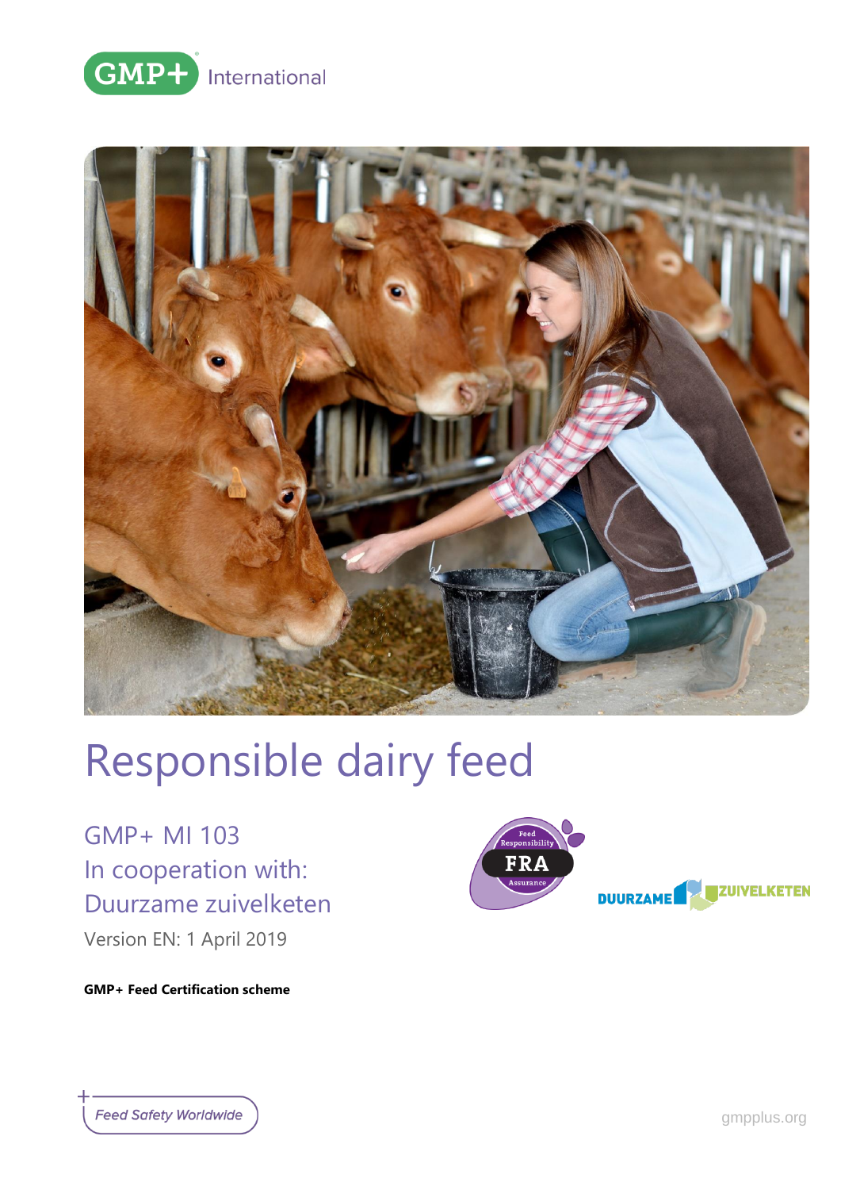GMP+ International

# Responsible dairy feed

GMP+ MI 103
In cooperation with:
Duurzame zuivelketen

Version EN: 1 April 2019

**GMP+ Feed Certification scheme**

Feed Responsibility FRA Assurance

DUURZAME ZUIVELKETEN

Feed Safety Worldwide

gmpplus.org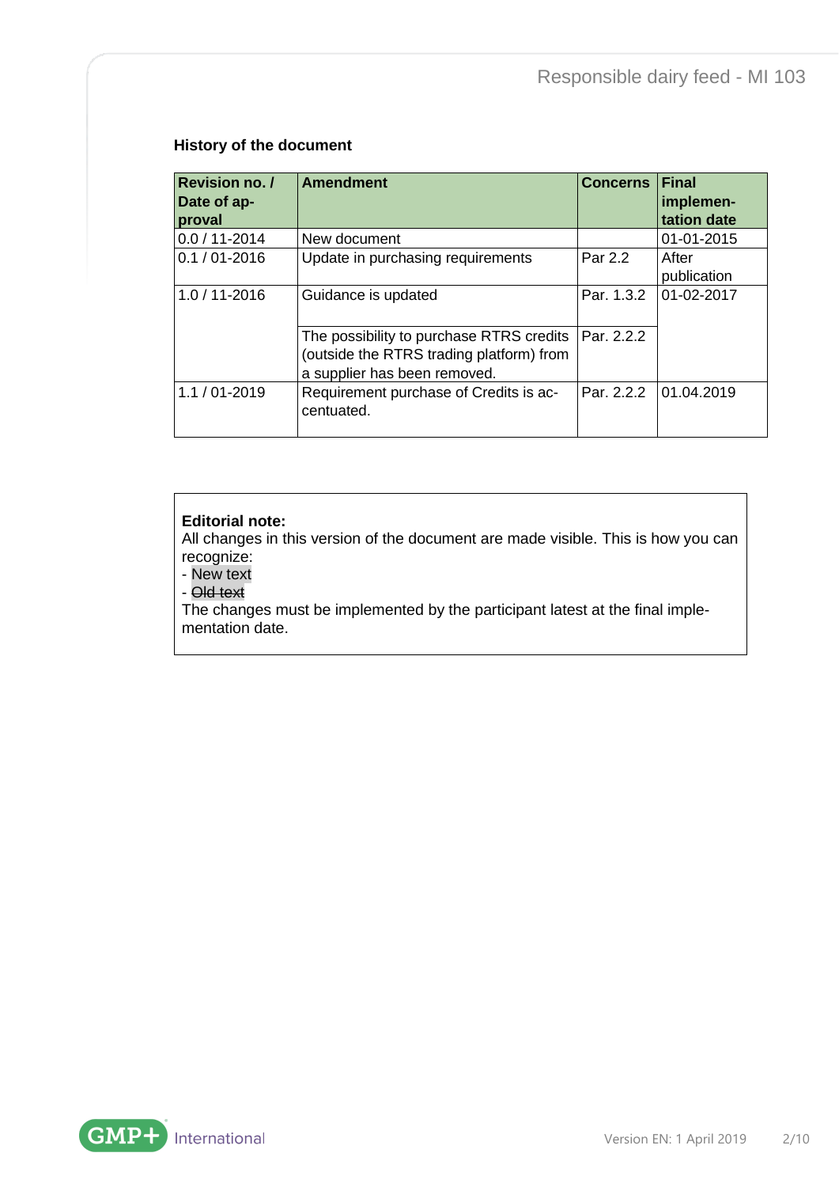### History of the document

| Revision no. / Date of approval | Amendment | Concerns | Final implementation date |
|---|---|---|---|
| 0.0 / 11-2014 | New document | | 01-01-2015 |
| 0.1 / 01-2016 | Update in purchasing requirements | Par 2.2 | After publication |
| 1.0 / 11-2016 | Guidance is updated | Par. 1.3.2 | 01-02-2017 |
| | The possibility to purchase RTRS credits (outside the RTRS trading platform) from a supplier has been removed. | Par. 2.2.2 | |
| 1.1 / 01-2019 | Requirement purchase of Credits is accentuated. | Par. 2.2.2 | 01.04.2019 |

**Editorial note:**
All changes in this version of the document are made visible. This is how you can recognize:
- New text
- ~~Old text~~

The changes must be implemented by the participant latest at the final implementation date.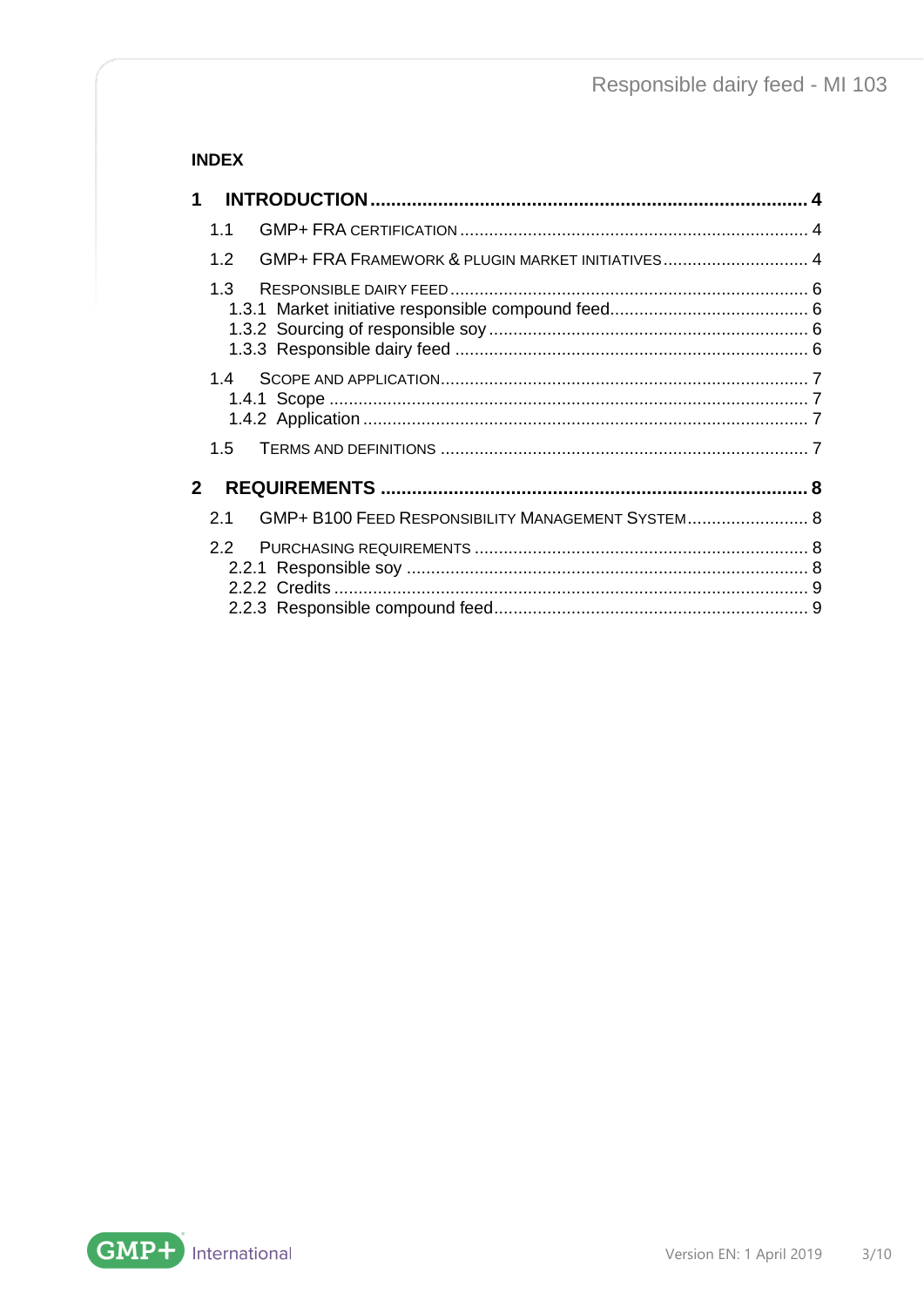**INDEX**

**1 INTRODUCTION** .................... **4**

- 1.1 GMP+ FRA CERTIFICATION .................... 4
- 1.2 GMP+ FRA FRAMEWORK & PLUGIN MARKET INITIATIVES .................... 4
- 1.3 RESPONSIBLE DAIRY FEED .................... 6
  - 1.3.1 Market initiative responsible compound feed .................... 6
  - 1.3.2 Sourcing of responsible soy .................... 6
  - 1.3.3 Responsible dairy feed .................... 6
- 1.4 SCOPE AND APPLICATION .................... 7
  - 1.4.1 Scope .................... 7
  - 1.4.2 Application .................... 7
- 1.5 TERMS AND DEFINITIONS .................... 7

**2 REQUIREMENTS** .................... **8**

- 2.1 GMP+ B100 FEED RESPONSIBILITY MANAGEMENT SYSTEM .................... 8
- 2.2 PURCHASING REQUIREMENTS .................... 8
  - 2.2.1 Responsible soy .................... 8
  - 2.2.2 Credits .................... 9
  - 2.2.3 Responsible compound feed .................... 9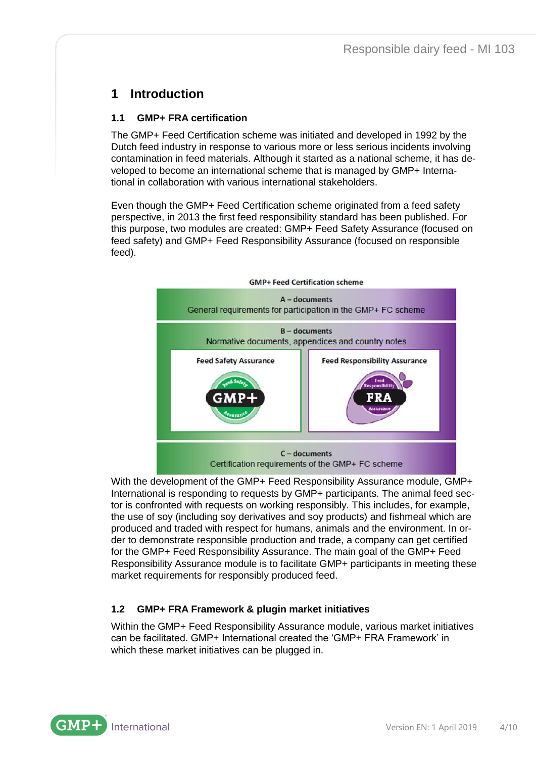# 1 Introduction

## 1.1 GMP+ FRA certification

The GMP+ Feed Certification scheme was initiated and developed in 1992 by the Dutch feed industry in response to various more or less serious incidents involving contamination in feed materials. Although it started as a national scheme, it has developed to become an international scheme that is managed by GMP+ International in collaboration with various international stakeholders.

Even though the GMP+ Feed Certification scheme originated from a feed safety perspective, in 2013 the first feed responsibility standard has been published. For this purpose, two modules are created: GMP+ Feed Safety Assurance (focused on feed safety) and GMP+ Feed Responsibility Assurance (focused on responsible feed).

**GMP+ Feed Certification scheme**

**A – documents**
General requirements for participation in the GMP+ FC scheme

**B – documents**
Normative documents, appendices and country notes

| Feed Safety Assurance | Feed Responsibility Assurance |
| --- | --- |
| GMP+ Feed Safety Assurance | Feed Responsibility FRA Assurance |

**C – documents**
Certification requirements of the GMP+ FC scheme

With the development of the GMP+ Feed Responsibility Assurance module, GMP+ International is responding to requests by GMP+ participants. The animal feed sector is confronted with requests on working responsibly. This includes, for example, the use of soy (including soy derivatives and soy products) and fishmeal which are produced and traded with respect for humans, animals and the environment. In order to demonstrate responsible production and trade, a company can get certified for the GMP+ Feed Responsibility Assurance. The main goal of the GMP+ Feed Responsibility Assurance module is to facilitate GMP+ participants in meeting these market requirements for responsibly produced feed.

## 1.2 GMP+ FRA Framework & plugin market initiatives

Within the GMP+ Feed Responsibility Assurance module, various market initiatives can be facilitated. GMP+ International created the 'GMP+ FRA Framework' in which these market initiatives can be plugged in.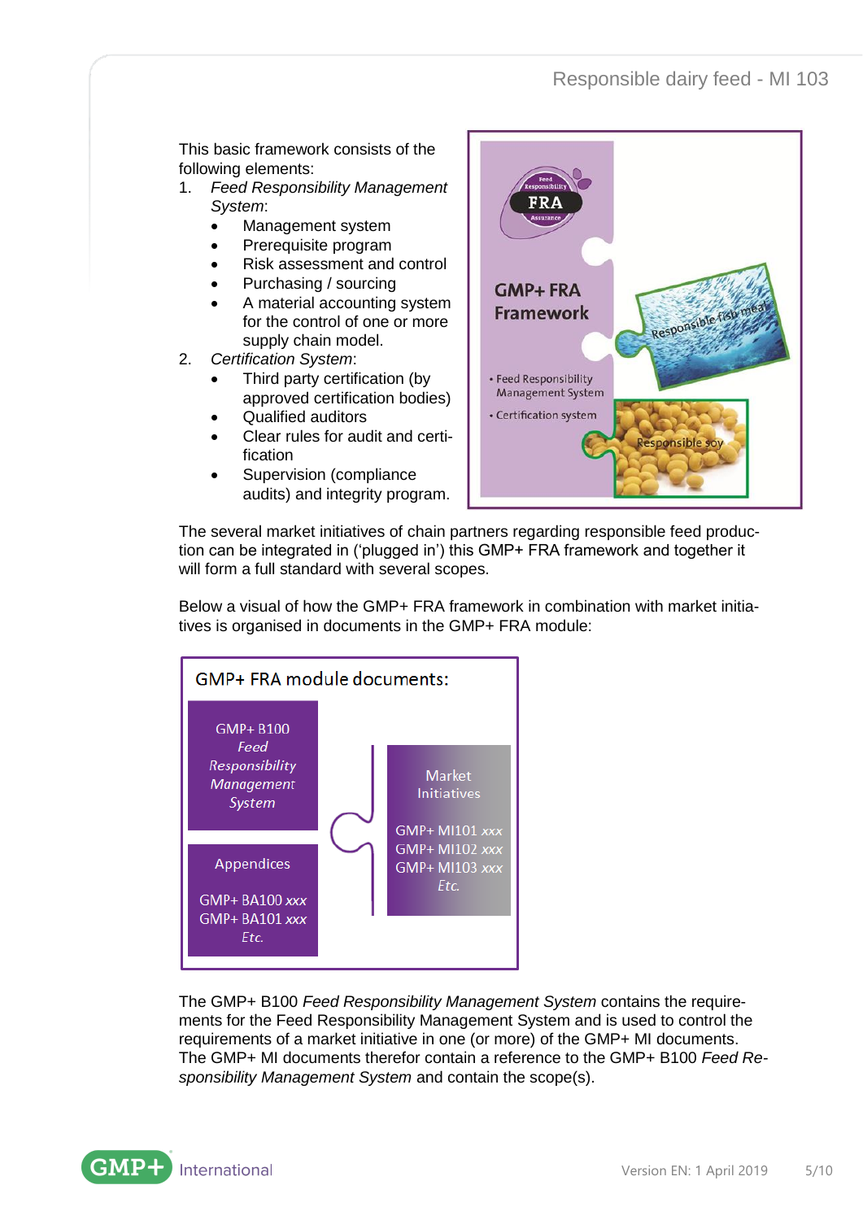This basic framework consists of the following elements:

1. *Feed Responsibility Management System*:
   - Management system
   - Prerequisite program
   - Risk assessment and control
   - Purchasing / sourcing
   - A material accounting system for the control of one or more supply chain model.
2. *Certification System*:
   - Third party certification (by approved certification bodies)
   - Qualified auditors
   - Clear rules for audit and certi-fication
   - Supervision (compliance audits) and integrity program.

GMP+ FRA Framework

- Feed Responsibility Management System
- Certification system

Responsible fish meal

Responsible soy

The several market initiatives of chain partners regarding responsible feed production can be integrated in ('plugged in') this GMP+ FRA framework and together it will form a full standard with several scopes.

Below a visual of how the GMP+ FRA framework in combination with market initiatives is organised in documents in the GMP+ FRA module:

GMP+ FRA module documents:

GMP+ B100 *Feed Responsibility Management System*

Appendices

GMP+ BA100 *xxx*
GMP+ BA101 *xxx*
*Etc.*

Market Initiatives

GMP+ MI101 *xxx*
GMP+ MI102 *xxx*
GMP+ MI103 *xxx*
*Etc.*

The GMP+ B100 *Feed Responsibility Management System* contains the requirements for the Feed Responsibility Management System and is used to control the requirements of a market initiative in one (or more) of the GMP+ MI documents. The GMP+ MI documents therefor contain a reference to the GMP+ B100 *Feed Responsibility Management System* and contain the scope(s).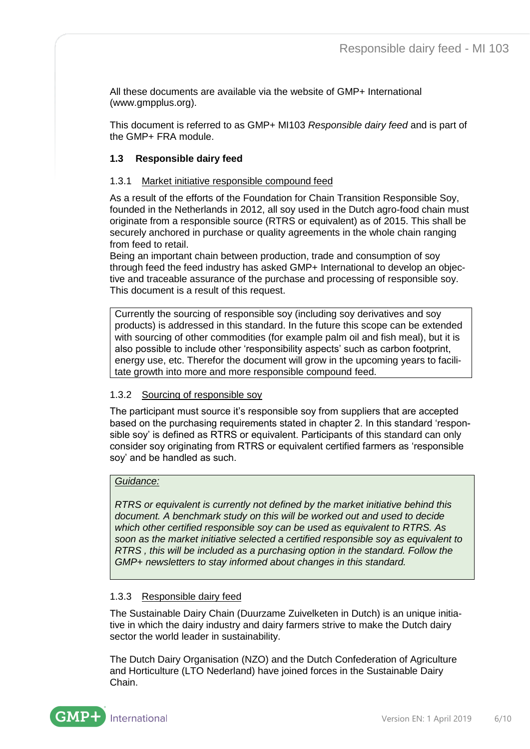All these documents are available via the website of GMP+ International (www.gmpplus.org).

This document is referred to as GMP+ MI103 *Responsible dairy feed* and is part of the GMP+ FRA module.

### 1.3 Responsible dairy feed

#### 1.3.1 Market initiative responsible compound feed

As a result of the efforts of the Foundation for Chain Transition Responsible Soy, founded in the Netherlands in 2012, all soy used in the Dutch agro-food chain must originate from a responsible source (RTRS or equivalent) as of 2015. This shall be securely anchored in purchase or quality agreements in the whole chain ranging from feed to retail.
Being an important chain between production, trade and consumption of soy through feed the feed industry has asked GMP+ International to develop an objective and traceable assurance of the purchase and processing of responsible soy. This document is a result of this request.

| Currently the sourcing of responsible soy (including soy derivatives and soy products) is addressed in this standard. In the future this scope can be extended with sourcing of other commodities (for example palm oil and fish meal), but it is also possible to include other 'responsibility aspects' such as carbon footprint, energy use, etc. Therefor the document will grow in the upcoming years to facilitate growth into more and more responsible compound feed. |
|---|

#### 1.3.2 Sourcing of responsible soy

The participant must source it's responsible soy from suppliers that are accepted based on the purchasing requirements stated in chapter 2. In this standard 'responsible soy' is defined as RTRS or equivalent. Participants of this standard can only consider soy originating from RTRS or equivalent certified farmers as 'responsible soy' and be handled as such.

> *Guidance:*
>
> *RTRS or equivalent is currently not defined by the market initiative behind this document. A benchmark study on this will be worked out and used to decide which other certified responsible soy can be used as equivalent to RTRS. As soon as the market initiative selected a certified responsible soy as equivalent to RTRS , this will be included as a purchasing option in the standard. Follow the GMP+ newsletters to stay informed about changes in this standard.*

#### 1.3.3 Responsible dairy feed

The Sustainable Dairy Chain (Duurzame Zuivelketen in Dutch) is an unique initiative in which the dairy industry and dairy farmers strive to make the Dutch dairy sector the world leader in sustainability.

The Dutch Dairy Organisation (NZO) and the Dutch Confederation of Agriculture and Horticulture (LTO Nederland) have joined forces in the Sustainable Dairy Chain.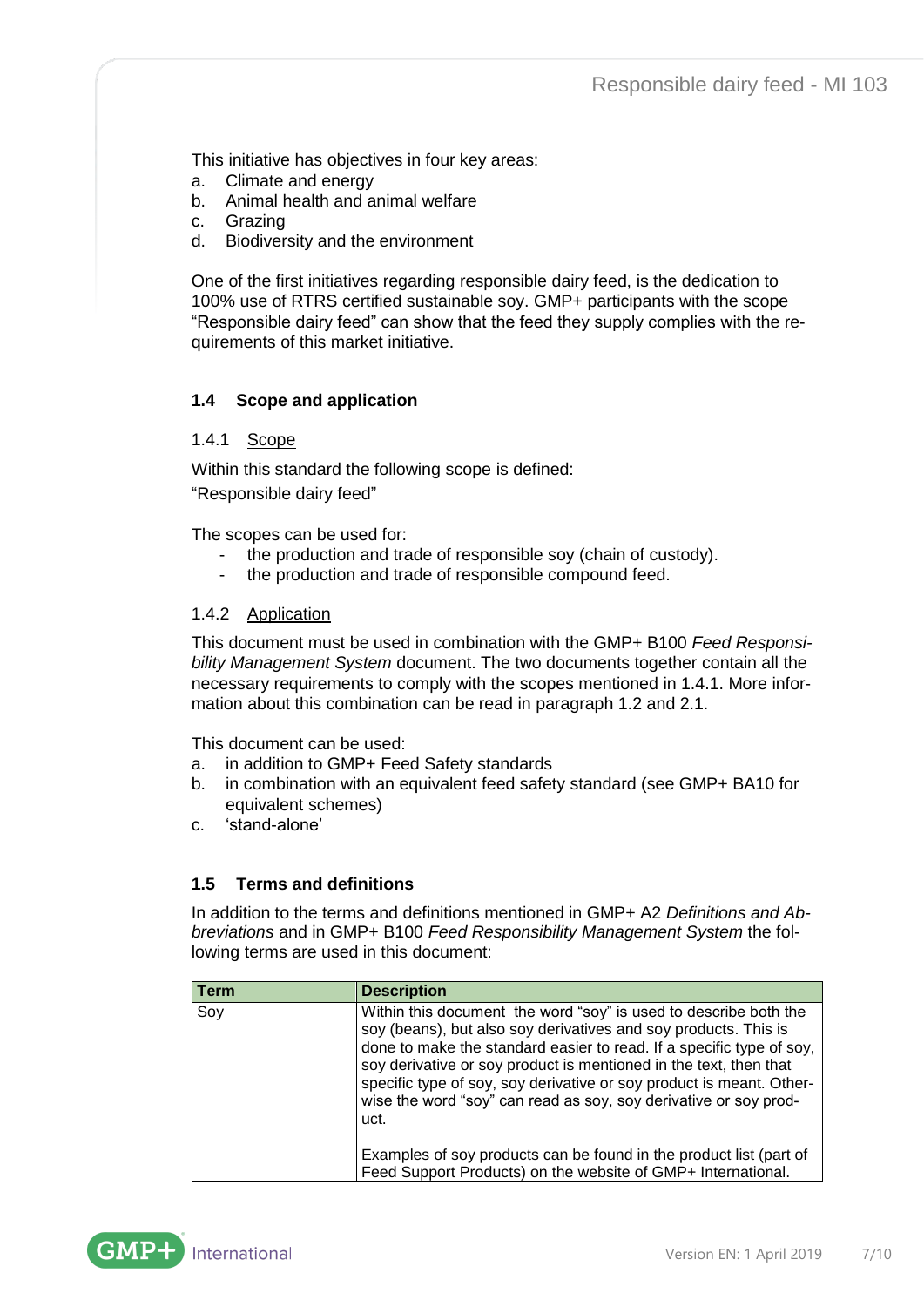This initiative has objectives in four key areas:

a. Climate and energy
b. Animal health and animal welfare
c. Grazing
d. Biodiversity and the environment

One of the first initiatives regarding responsible dairy feed, is the dedication to 100% use of RTRS certified sustainable soy. GMP+ participants with the scope “Responsible dairy feed” can show that the feed they supply complies with the requirements of this market initiative.

## 1.4 Scope and application

### 1.4.1 Scope

Within this standard the following scope is defined:

“Responsible dairy feed”

The scopes can be used for:

- the production and trade of responsible soy (chain of custody).
- the production and trade of responsible compound feed.

### 1.4.2 Application

This document must be used in combination with the GMP+ B100 *Feed Responsibility Management System* document. The two documents together contain all the necessary requirements to comply with the scopes mentioned in 1.4.1. More information about this combination can be read in paragraph 1.2 and 2.1.

This document can be used:

a. in addition to GMP+ Feed Safety standards
b. in combination with an equivalent feed safety standard (see GMP+ BA10 for equivalent schemes)
c. ‘stand-alone’

## 1.5 Terms and definitions

In addition to the terms and definitions mentioned in GMP+ A2 *Definitions and Abbreviations* and in GMP+ B100 *Feed Responsibility Management System* the following terms are used in this document:

| Term | Description |
| --- | --- |
| Soy | Within this document the word “soy” is used to describe both the soy (beans), but also soy derivatives and soy products. This is done to make the standard easier to read. If a specific type of soy, soy derivative or soy product is mentioned in the text, then that specific type of soy, soy derivative or soy product is meant. Otherwise the word “soy” can read as soy, soy derivative or soy product.<br><br>Examples of soy products can be found in the product list (part of Feed Support Products) on the website of GMP+ International. |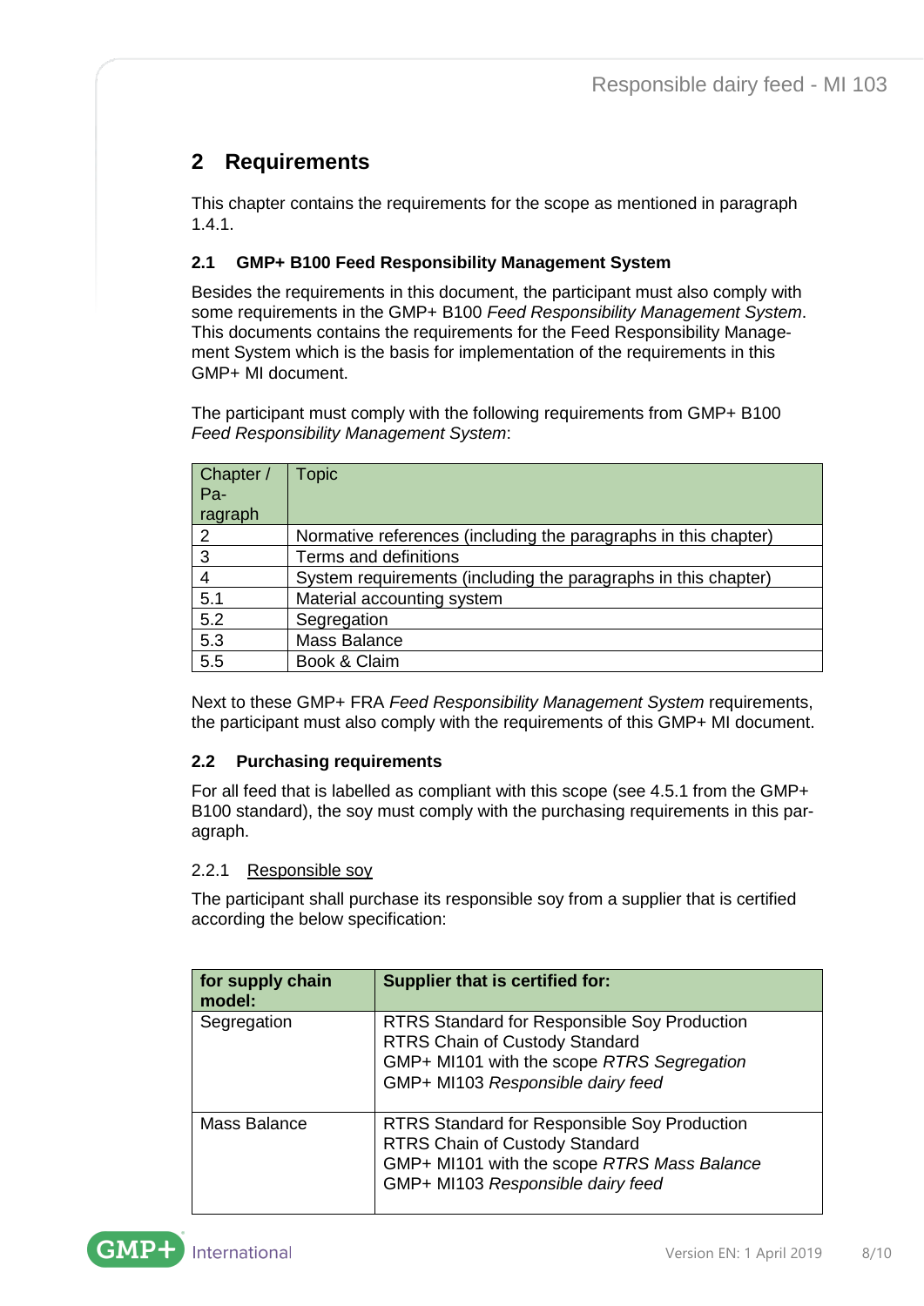## 2 Requirements

This chapter contains the requirements for the scope as mentioned in paragraph 1.4.1.

### 2.1 GMP+ B100 Feed Responsibility Management System

Besides the requirements in this document, the participant must also comply with some requirements in the GMP+ B100 *Feed Responsibility Management System*. This documents contains the requirements for the Feed Responsibility Management System which is the basis for implementation of the requirements in this GMP+ MI document.

The participant must comply with the following requirements from GMP+ B100 *Feed Responsibility Management System*:

| Chapter / Paragraph | Topic |
|---|---|
| 2 | Normative references (including the paragraphs in this chapter) |
| 3 | Terms and definitions |
| 4 | System requirements (including the paragraphs in this chapter) |
| 5.1 | Material accounting system |
| 5.2 | Segregation |
| 5.3 | Mass Balance |
| 5.5 | Book & Claim |

Next to these GMP+ FRA *Feed Responsibility Management System* requirements, the participant must also comply with the requirements of this GMP+ MI document.

### 2.2 Purchasing requirements

For all feed that is labelled as compliant with this scope (see 4.5.1 from the GMP+ B100 standard), the soy must comply with the purchasing requirements in this paragraph.

#### 2.2.1 Responsible soy

The participant shall purchase its responsible soy from a supplier that is certified according the below specification:

| **for supply chain model:** | **Supplier that is certified for:** |
|---|---|
| Segregation | RTRS Standard for Responsible Soy Production<br>RTRS Chain of Custody Standard<br>GMP+ MI101 with the scope *RTRS Segregation*<br>GMP+ MI103 *Responsible dairy feed* |
| Mass Balance | RTRS Standard for Responsible Soy Production<br>RTRS Chain of Custody Standard<br>GMP+ MI101 with the scope *RTRS Mass Balance*<br>GMP+ MI103 *Responsible dairy feed* |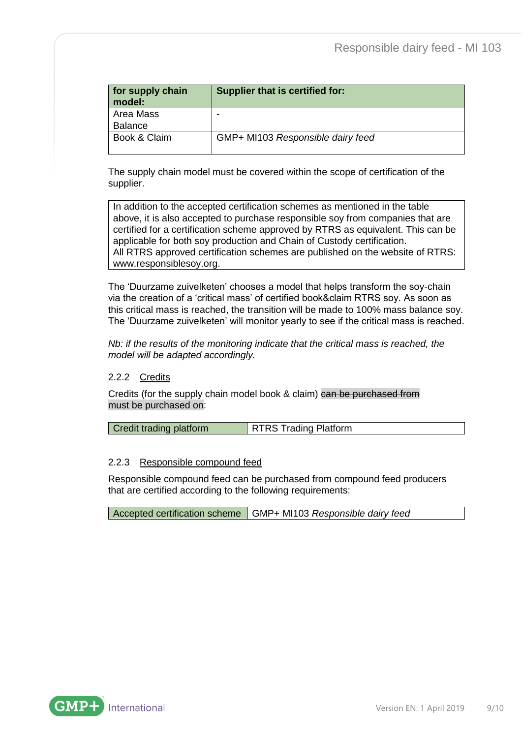| for supply chain model: | Supplier that is certified for: |
|---|---|
| Area Mass Balance | - |
| Book & Claim | GMP+ MI103 *Responsible dairy feed* |

The supply chain model must be covered within the scope of certification of the supplier.

| In addition to the accepted certification schemes as mentioned in the table above, it is also accepted to purchase responsible soy from companies that are certified for a certification scheme approved by RTRS as equivalent. This can be applicable for both soy production and Chain of Custody certification. All RTRS approved certification schemes are published on the website of RTRS: www.responsiblesoy.org. |
|---|

The 'Duurzame zuivelketen' chooses a model that helps transform the soy-chain via the creation of a 'critical mass' of certified book&claim RTRS soy. As soon as this critical mass is reached, the transition will be made to 100% mass balance soy. The 'Duurzame zuivelketen' will monitor yearly to see if the critical mass is reached.

*Nb: if the results of the monitoring indicate that the critical mass is reached, the model will be adapted accordingly.*

### 2.2.2 Credits

Credits (for the supply chain model book & claim) ~~can be purchased from~~ must be purchased on:

| Credit trading platform | RTRS Trading Platform |
|---|---|

### 2.2.3 Responsible compound feed

Responsible compound feed can be purchased from compound feed producers that are certified according to the following requirements:

| Accepted certification scheme | GMP+ MI103 *Responsible dairy feed* |
|---|---|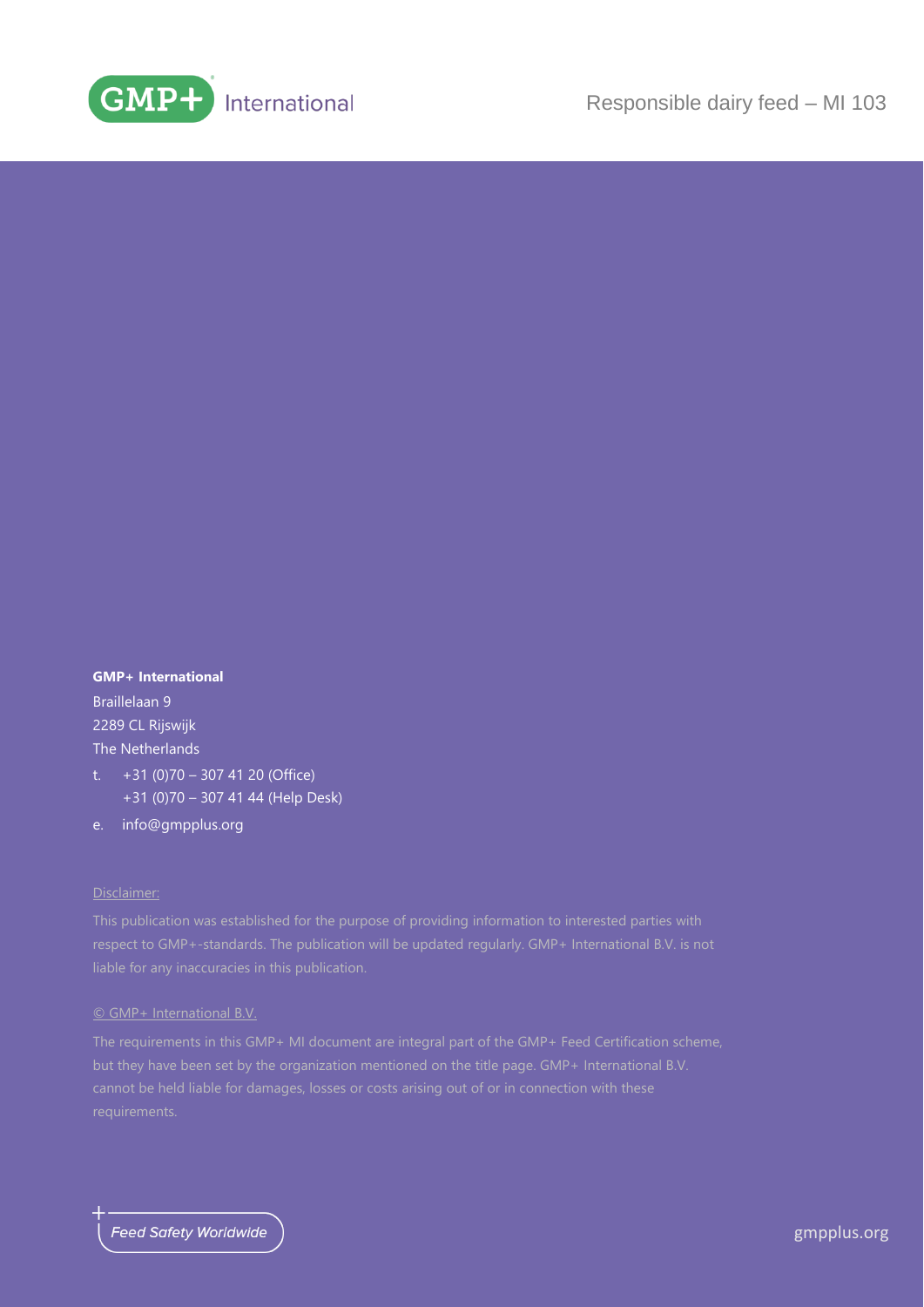**GMP+ International**

Braillelaan 9

2289 CL Rijswijk

The Netherlands

t. +31 (0)70 – 307 41 20 (Office)
+31 (0)70 – 307 41 44 (Help Desk)

e. info@gmpplus.org

Disclaimer:

This publication was established for the purpose of providing information to interested parties with respect to GMP+-standards. The publication will be updated regularly. GMP+ International B.V. is not liable for any inaccuracies in this publication.

© GMP+ International B.V.

The requirements in this GMP+ MI document are integral part of the GMP+ Feed Certification scheme, but they have been set by the organization mentioned on the title page. GMP+ International B.V. cannot be held liable for damages, losses or costs arising out of or in connection with these requirements.

Feed Safety Worldwide

gmpplus.org